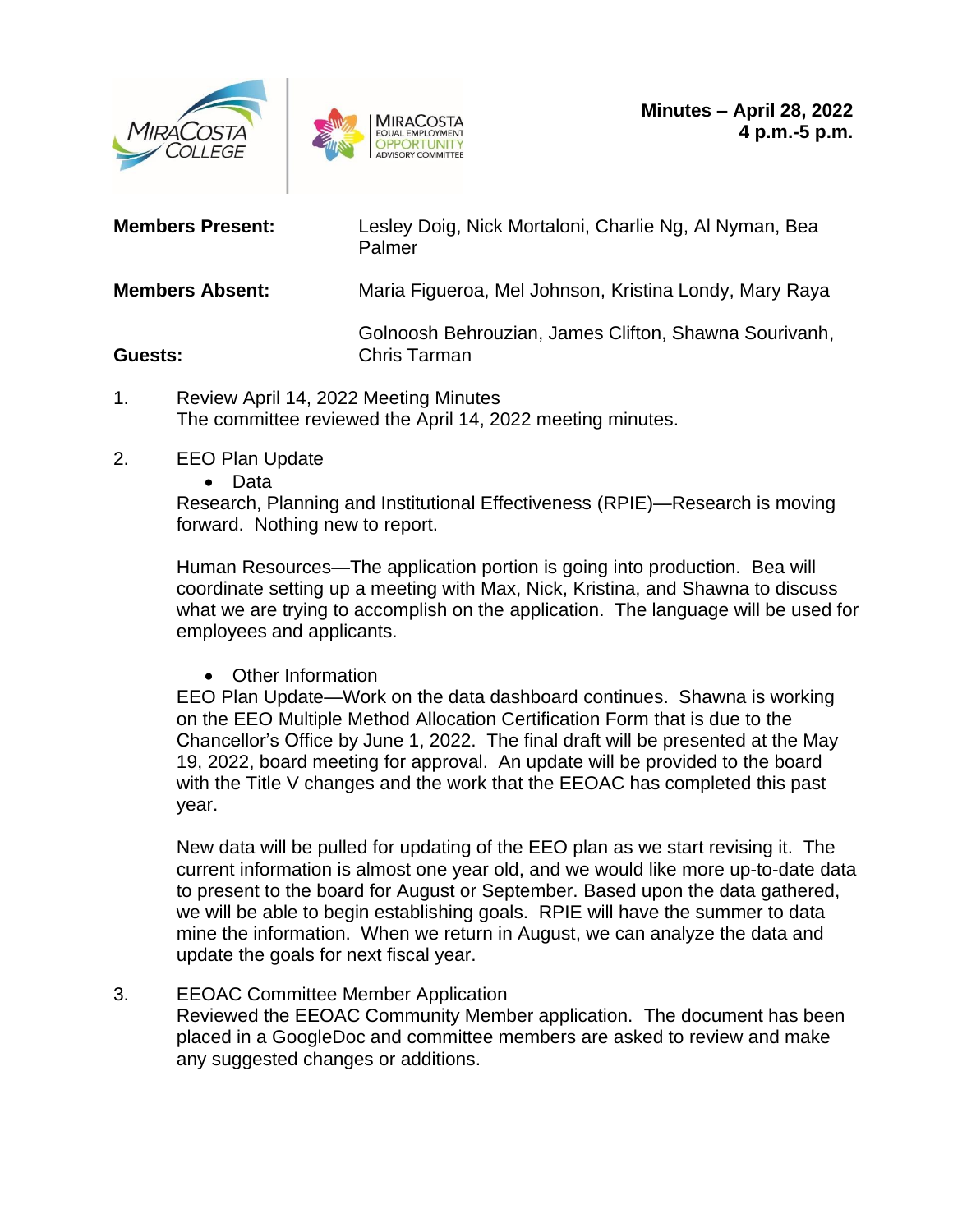**Minutes – April 28, 2022**
**4 p.m.-5 p.m.**

| | |
|---|---|
| **Members Present:** | Lesley Doig, Nick Mortaloni, Charlie Ng, Al Nyman, Bea Palmer |
| **Members Absent:** | Maria Figueroa, Mel Johnson, Kristina Londy, Mary Raya |
| **Guests:** | Golnoosh Behrouzian, James Clifton, Shawna Sourivanh, Chris Tarman |

1. Review April 14, 2022 Meeting Minutes
   The committee reviewed the April 14, 2022 meeting minutes.

2. EEO Plan Update
   - Data

   Research, Planning and Institutional Effectiveness (RPIE)—Research is moving forward. Nothing new to report.

   Human Resources—The application portion is going into production. Bea will coordinate setting up a meeting with Max, Nick, Kristina, and Shawna to discuss what we are trying to accomplish on the application. The language will be used for employees and applicants.

   - Other Information

   EEO Plan Update—Work on the data dashboard continues. Shawna is working on the EEO Multiple Method Allocation Certification Form that is due to the Chancellor's Office by June 1, 2022. The final draft will be presented at the May 19, 2022, board meeting for approval. An update will be provided to the board with the Title V changes and the work that the EEOAC has completed this past year.

   New data will be pulled for updating of the EEO plan as we start revising it. The current information is almost one year old, and we would like more up-to-date data to present to the board for August or September. Based upon the data gathered, we will be able to begin establishing goals. RPIE will have the summer to data mine the information. When we return in August, we can analyze the data and update the goals for next fiscal year.

3. EEOAC Committee Member Application
   Reviewed the EEOAC Community Member application. The document has been placed in a GoogleDoc and committee members are asked to review and make any suggested changes or additions.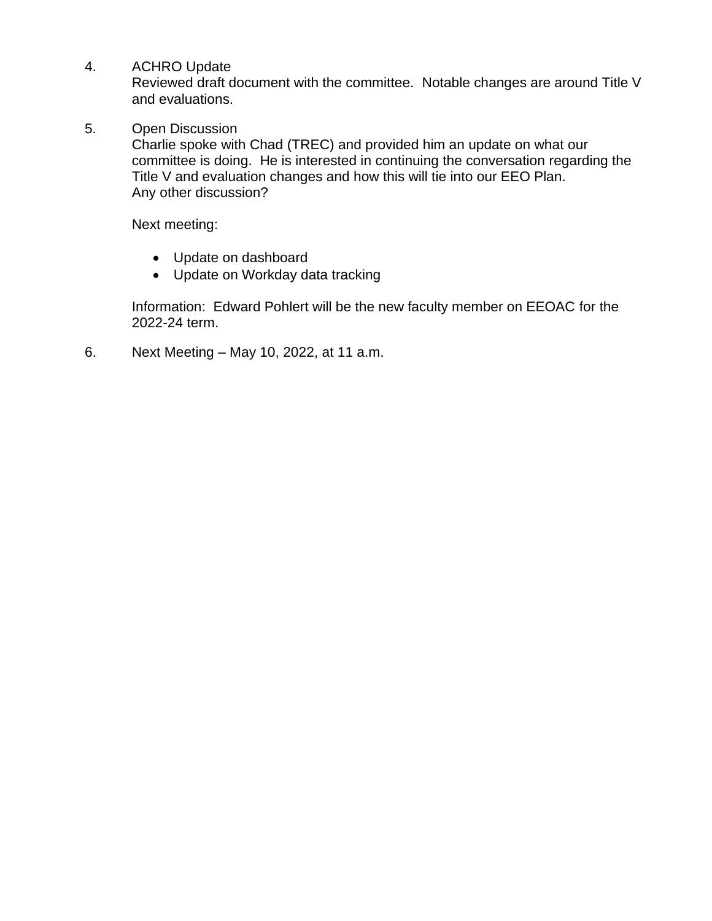4. ACHRO Update
   Reviewed draft document with the committee. Notable changes are around Title V and evaluations.

5. Open Discussion
   Charlie spoke with Chad (TREC) and provided him an update on what our committee is doing. He is interested in continuing the conversation regarding the Title V and evaluation changes and how this will tie into our EEO Plan.
   Any other discussion?

   Next meeting:

   - Update on dashboard
   - Update on Workday data tracking

   Information: Edward Pohlert will be the new faculty member on EEOAC for the 2022-24 term.

6. Next Meeting – May 10, 2022, at 11 a.m.